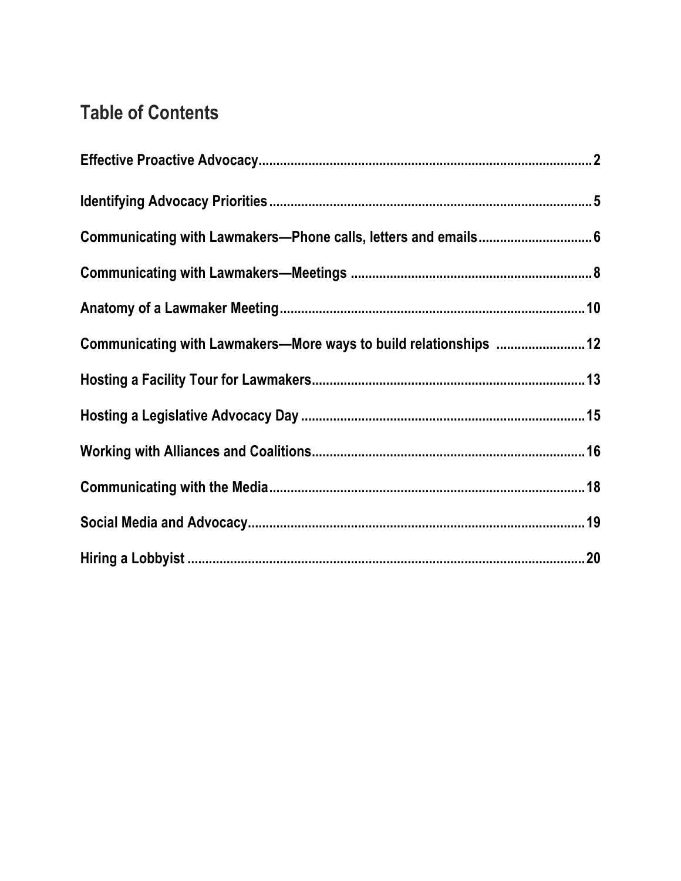## Table of Contents

**Effective Proactive Advocacy** ............ 2

**Identifying Advocacy Priorities** ............ 5

**Communicating with Lawmakers—Phone calls, letters and emails** ............ 6

**Communicating with Lawmakers—Meetings** ............ 8

**Anatomy of a Lawmaker Meeting** ............ 10

**Communicating with Lawmakers—More ways to build relationships** ............ 12

**Hosting a Facility Tour for Lawmakers** ............ 13

**Hosting a Legislative Advocacy Day** ............ 15

**Working with Alliances and Coalitions** ............ 16

**Communicating with the Media** ............ 18

**Social Media and Advocacy** ............ 19

**Hiring a Lobbyist** ............ 20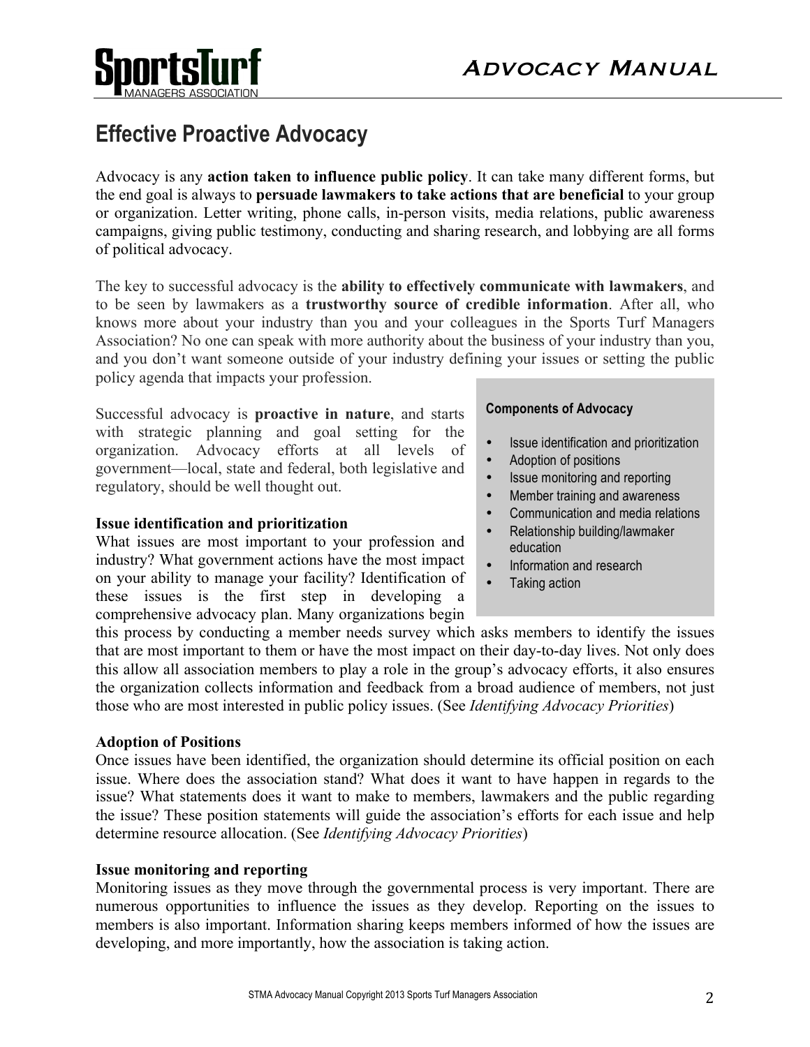## Effective Proactive Advocacy

Advocacy is any **action taken to influence public policy**. It can take many different forms, but the end goal is always to **persuade lawmakers to take actions that are beneficial** to your group or organization. Letter writing, phone calls, in-person visits, media relations, public awareness campaigns, giving public testimony, conducting and sharing research, and lobbying are all forms of political advocacy.

The key to successful advocacy is the **ability to effectively communicate with lawmakers**, and to be seen by lawmakers as a **trustworthy source of credible information**. After all, who knows more about your industry than you and your colleagues in the Sports Turf Managers Association? No one can speak with more authority about the business of your industry than you, and you don't want someone outside of your industry defining your issues or setting the public policy agenda that impacts your profession.

Successful advocacy is **proactive in nature**, and starts with strategic planning and goal setting for the organization. Advocacy efforts at all levels of government—local, state and federal, both legislative and regulatory, should be well thought out.

**Components of Advocacy**

- Issue identification and prioritization
- Adoption of positions
- Issue monitoring and reporting
- Member training and awareness
- Communication and media relations
- Relationship building/lawmaker education
- Information and research
- Taking action

**Issue identification and prioritization**
What issues are most important to your profession and industry? What government actions have the most impact on your ability to manage your facility? Identification of these issues is the first step in developing a comprehensive advocacy plan. Many organizations begin this process by conducting a member needs survey which asks members to identify the issues that are most important to them or have the most impact on their day-to-day lives. Not only does this allow all association members to play a role in the group's advocacy efforts, it also ensures the organization collects information and feedback from a broad audience of members, not just those who are most interested in public policy issues. (See *Identifying Advocacy Priorities*)

**Adoption of Positions**
Once issues have been identified, the organization should determine its official position on each issue. Where does the association stand? What does it want to have happen in regards to the issue? What statements does it want to make to members, lawmakers and the public regarding the issue? These position statements will guide the association's efforts for each issue and help determine resource allocation. (See *Identifying Advocacy Priorities*)

**Issue monitoring and reporting**
Monitoring issues as they move through the governmental process is very important. There are numerous opportunities to influence the issues as they develop. Reporting on the issues to members is also important. Information sharing keeps members informed of how the issues are developing, and more importantly, how the association is taking action.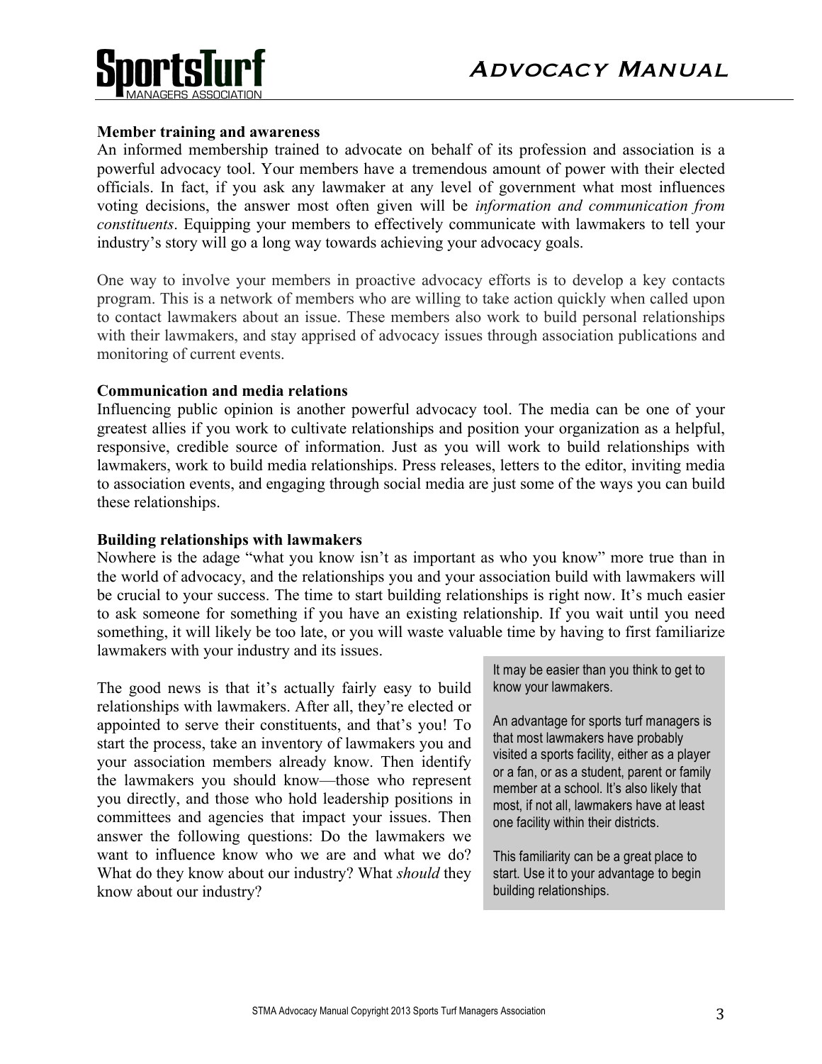### Member training and awareness

An informed membership trained to advocate on behalf of its profession and association is a powerful advocacy tool. Your members have a tremendous amount of power with their elected officials. In fact, if you ask any lawmaker at any level of government what most influences voting decisions, the answer most often given will be *information and communication from constituents*. Equipping your members to effectively communicate with lawmakers to tell your industry's story will go a long way towards achieving your advocacy goals.

One way to involve your members in proactive advocacy efforts is to develop a key contacts program. This is a network of members who are willing to take action quickly when called upon to contact lawmakers about an issue. These members also work to build personal relationships with their lawmakers, and stay apprised of advocacy issues through association publications and monitoring of current events.

### Communication and media relations

Influencing public opinion is another powerful advocacy tool. The media can be one of your greatest allies if you work to cultivate relationships and position your organization as a helpful, responsive, credible source of information. Just as you will work to build relationships with lawmakers, work to build media relationships. Press releases, letters to the editor, inviting media to association events, and engaging through social media are just some of the ways you can build these relationships.

### Building relationships with lawmakers

Nowhere is the adage "what you know isn't as important as who you know" more true than in the world of advocacy, and the relationships you and your association build with lawmakers will be crucial to your success. The time to start building relationships is right now. It's much easier to ask someone for something if you have an existing relationship. If you wait until you need something, it will likely be too late, or you will waste valuable time by having to first familiarize lawmakers with your industry and its issues.

The good news is that it's actually fairly easy to build relationships with lawmakers. After all, they're elected or appointed to serve their constituents, and that's you! To start the process, take an inventory of lawmakers you and your association members already know. Then identify the lawmakers you should know—those who represent you directly, and those who hold leadership positions in committees and agencies that impact your issues. Then answer the following questions: Do the lawmakers we want to influence know who we are and what we do? What do they know about our industry? What *should* they know about our industry?

> It may be easier than you think to get to know your lawmakers.
>
> An advantage for sports turf managers is that most lawmakers have probably visited a sports facility, either as a player or a fan, or as a student, parent or family member at a school. It's also likely that most, if not all, lawmakers have at least one facility within their districts.
>
> This familiarity can be a great place to start. Use it to your advantage to begin building relationships.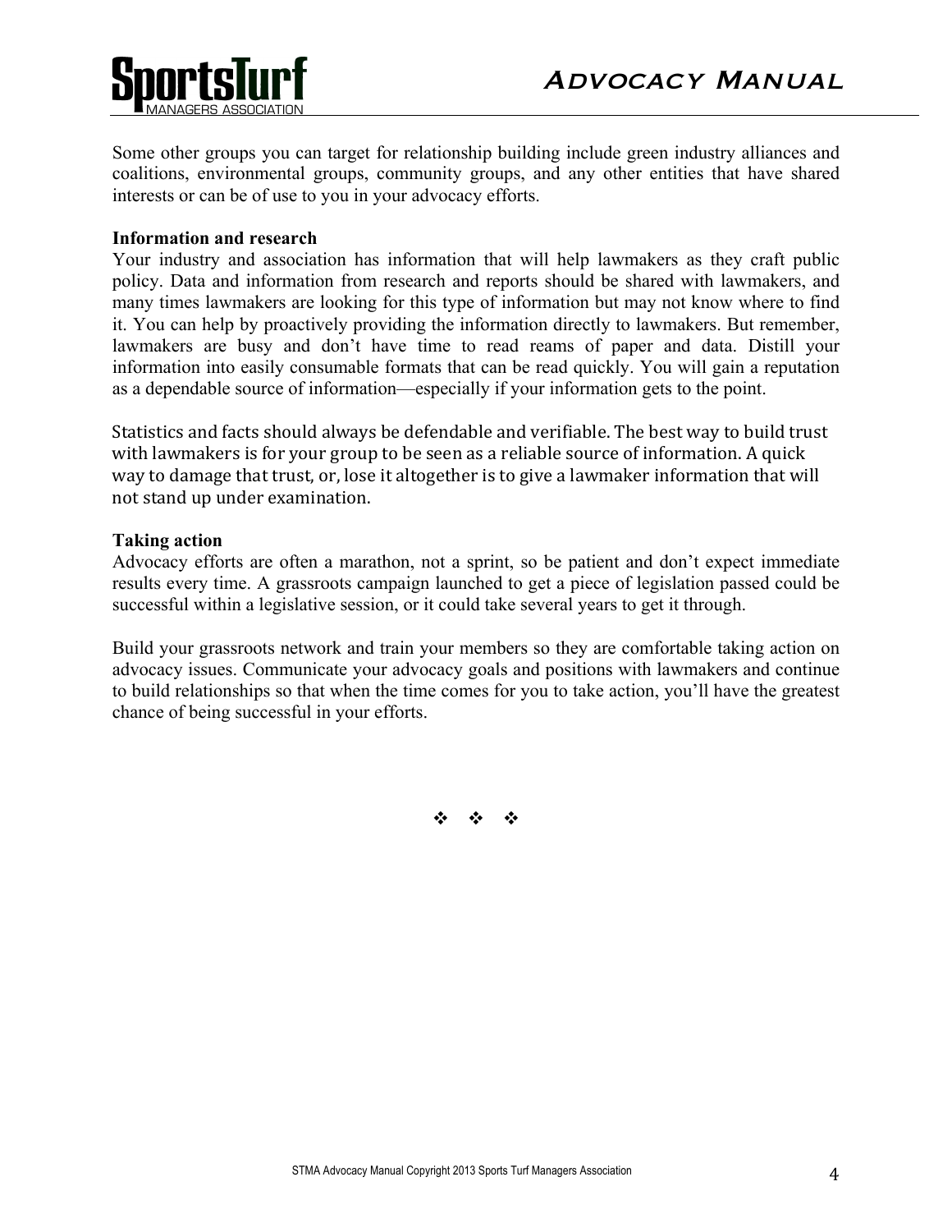Some other groups you can target for relationship building include green industry alliances and coalitions, environmental groups, community groups, and any other entities that have shared interests or can be of use to you in your advocacy efforts.

**Information and research**

Your industry and association has information that will help lawmakers as they craft public policy. Data and information from research and reports should be shared with lawmakers, and many times lawmakers are looking for this type of information but may not know where to find it. You can help by proactively providing the information directly to lawmakers. But remember, lawmakers are busy and don't have time to read reams of paper and data. Distill your information into easily consumable formats that can be read quickly. You will gain a reputation as a dependable source of information—especially if your information gets to the point.

Statistics and facts should always be defendable and verifiable. The best way to build trust with lawmakers is for your group to be seen as a reliable source of information. A quick way to damage that trust, or, lose it altogether is to give a lawmaker information that will not stand up under examination.

**Taking action**

Advocacy efforts are often a marathon, not a sprint, so be patient and don't expect immediate results every time. A grassroots campaign launched to get a piece of legislation passed could be successful within a legislative session, or it could take several years to get it through.

Build your grassroots network and train your members so they are comfortable taking action on advocacy issues. Communicate your advocacy goals and positions with lawmakers and continue to build relationships so that when the time comes for you to take action, you'll have the greatest chance of being successful in your efforts.

❖ ❖ ❖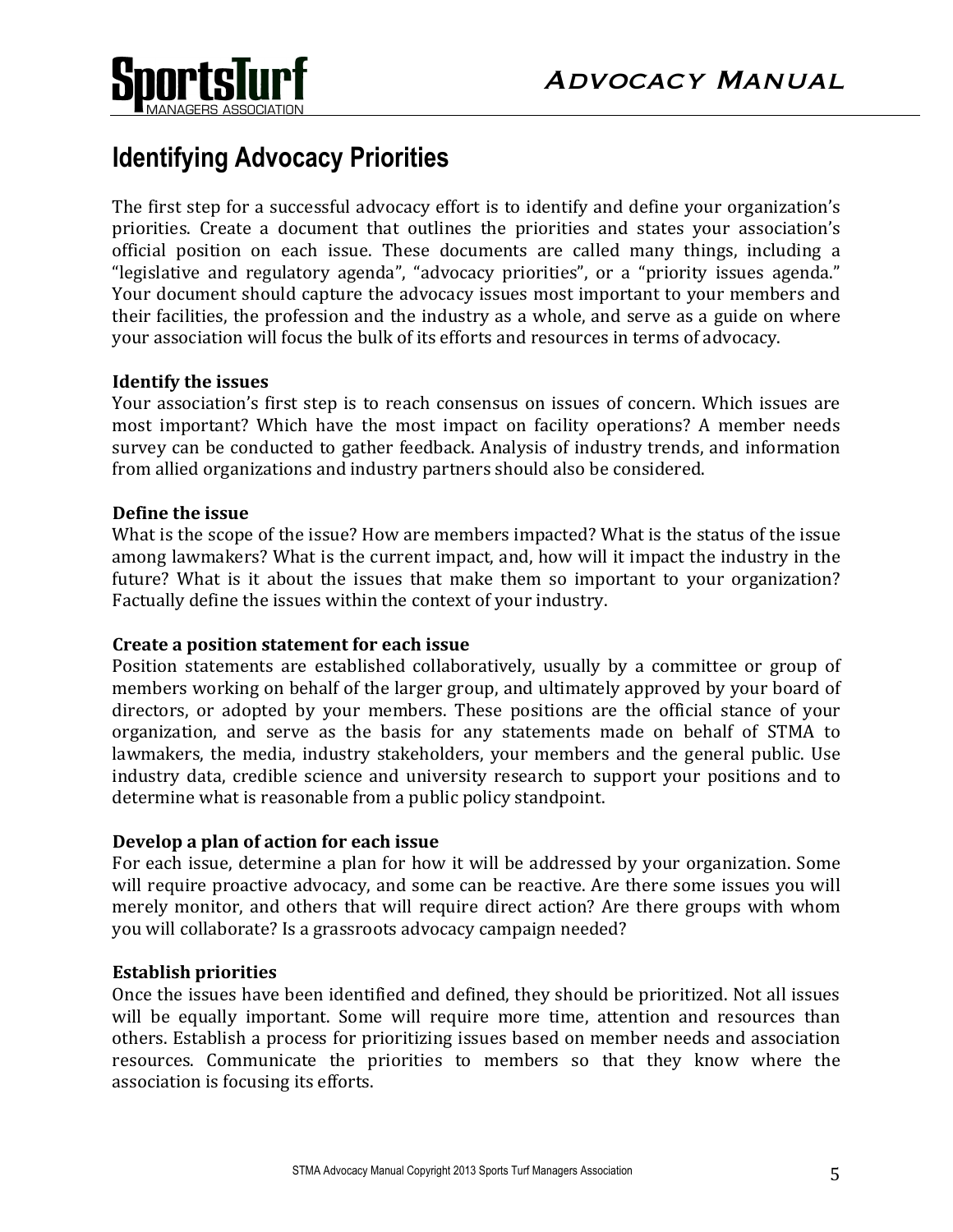# Identifying Advocacy Priorities

The first step for a successful advocacy effort is to identify and define your organization's priorities. Create a document that outlines the priorities and states your association's official position on each issue. These documents are called many things, including a "legislative and regulatory agenda", "advocacy priorities", or a "priority issues agenda." Your document should capture the advocacy issues most important to your members and their facilities, the profession and the industry as a whole, and serve as a guide on where your association will focus the bulk of its efforts and resources in terms of advocacy.

**Identify the issues**
Your association's first step is to reach consensus on issues of concern. Which issues are most important? Which have the most impact on facility operations? A member needs survey can be conducted to gather feedback. Analysis of industry trends, and information from allied organizations and industry partners should also be considered.

**Define the issue**
What is the scope of the issue? How are members impacted? What is the status of the issue among lawmakers? What is the current impact, and, how will it impact the industry in the future? What is it about the issues that make them so important to your organization? Factually define the issues within the context of your industry.

**Create a position statement for each issue**
Position statements are established collaboratively, usually by a committee or group of members working on behalf of the larger group, and ultimately approved by your board of directors, or adopted by your members. These positions are the official stance of your organization, and serve as the basis for any statements made on behalf of STMA to lawmakers, the media, industry stakeholders, your members and the general public. Use industry data, credible science and university research to support your positions and to determine what is reasonable from a public policy standpoint.

**Develop a plan of action for each issue**
For each issue, determine a plan for how it will be addressed by your organization. Some will require proactive advocacy, and some can be reactive. Are there some issues you will merely monitor, and others that will require direct action? Are there groups with whom you will collaborate? Is a grassroots advocacy campaign needed?

**Establish priorities**
Once the issues have been identified and defined, they should be prioritized. Not all issues will be equally important. Some will require more time, attention and resources than others. Establish a process for prioritizing issues based on member needs and association resources. Communicate the priorities to members so that they know where the association is focusing its efforts.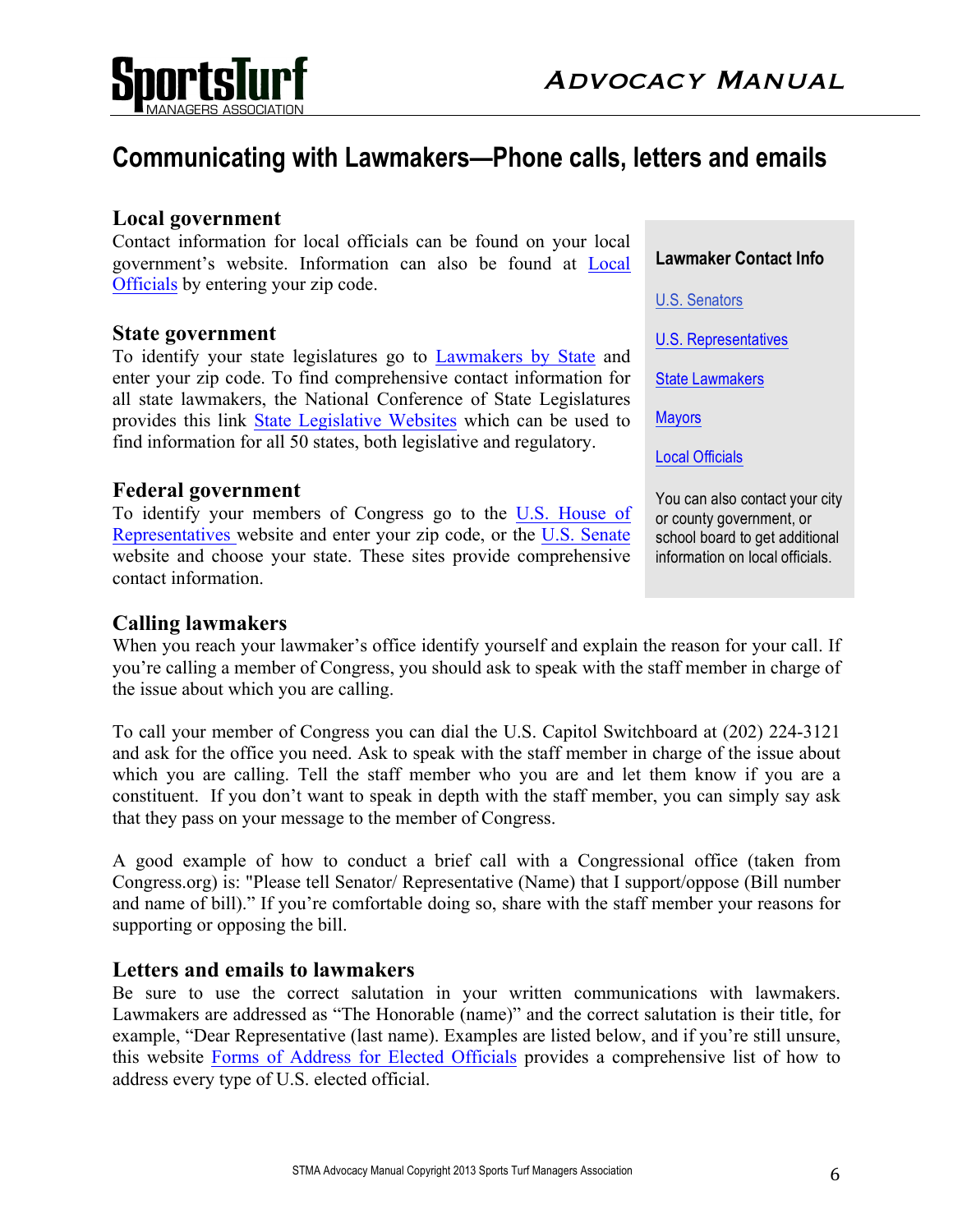## Communicating with Lawmakers—Phone calls, letters and emails

### Local government

Contact information for local officials can be found on your local government's website. Information can also be found at Local Officials by entering your zip code.

### State government

To identify your state legislatures go to Lawmakers by State and enter your zip code. To find comprehensive contact information for all state lawmakers, the National Conference of State Legislatures provides this link State Legislative Websites which can be used to find information for all 50 states, both legislative and regulatory.

### Federal government

To identify your members of Congress go to the U.S. House of Representatives website and enter your zip code, or the U.S. Senate website and choose your state. These sites provide comprehensive contact information.

> **Lawmaker Contact Info**
>
> U.S. Senators
>
> U.S. Representatives
>
> State Lawmakers
>
> Mayors
>
> Local Officials
>
> You can also contact your city or county government, or school board to get additional information on local officials.

### Calling lawmakers

When you reach your lawmaker's office identify yourself and explain the reason for your call. If you're calling a member of Congress, you should ask to speak with the staff member in charge of the issue about which you are calling.

To call your member of Congress you can dial the U.S. Capitol Switchboard at (202) 224-3121 and ask for the office you need. Ask to speak with the staff member in charge of the issue about which you are calling. Tell the staff member who you are and let them know if you are a constituent. If you don't want to speak in depth with the staff member, you can simply say ask that they pass on your message to the member of Congress.

A good example of how to conduct a brief call with a Congressional office (taken from Congress.org) is: "Please tell Senator/ Representative (Name) that I support/oppose (Bill number and name of bill)." If you're comfortable doing so, share with the staff member your reasons for supporting or opposing the bill.

### Letters and emails to lawmakers

Be sure to use the correct salutation in your written communications with lawmakers. Lawmakers are addressed as "The Honorable (name)" and the correct salutation is their title, for example, "Dear Representative (last name). Examples are listed below, and if you're still unsure, this website Forms of Address for Elected Officials provides a comprehensive list of how to address every type of U.S. elected official.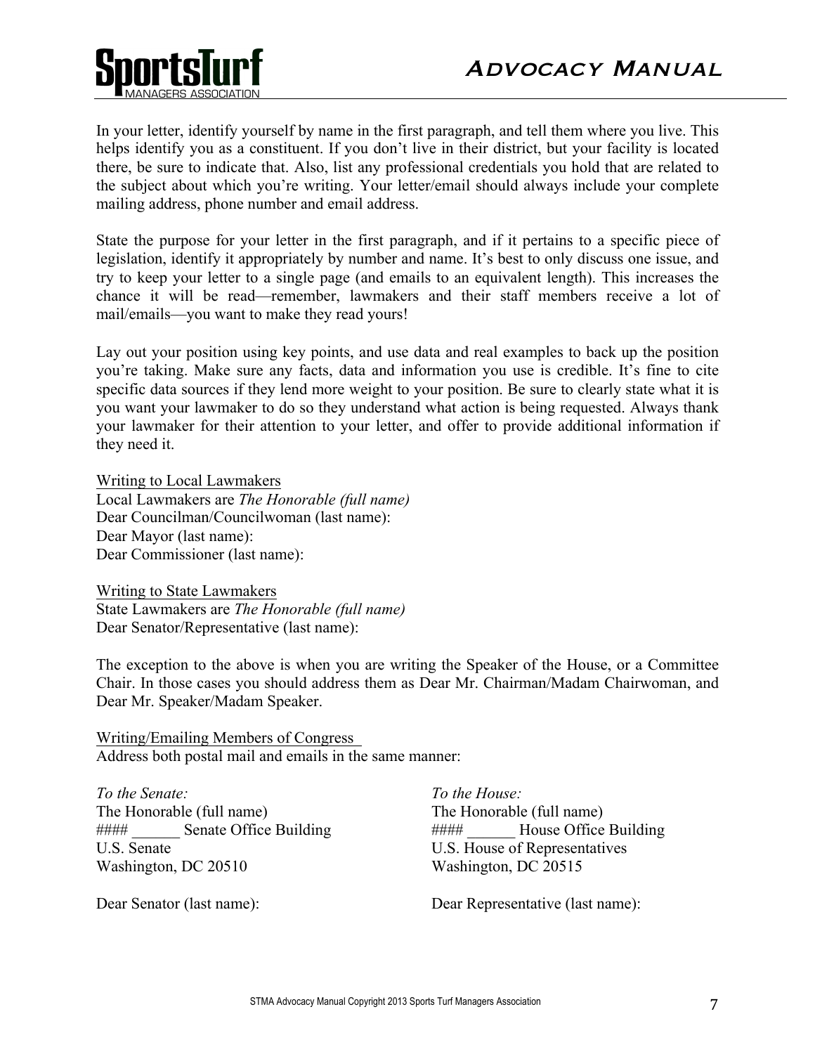In your letter, identify yourself by name in the first paragraph, and tell them where you live. This helps identify you as a constituent. If you don't live in their district, but your facility is located there, be sure to indicate that. Also, list any professional credentials you hold that are related to the subject about which you're writing. Your letter/email should always include your complete mailing address, phone number and email address.

State the purpose for your letter in the first paragraph, and if it pertains to a specific piece of legislation, identify it appropriately by number and name. It's best to only discuss one issue, and try to keep your letter to a single page (and emails to an equivalent length). This increases the chance it will be read—remember, lawmakers and their staff members receive a lot of mail/emails—you want to make they read yours!

Lay out your position using key points, and use data and real examples to back up the position you're taking. Make sure any facts, data and information you use is credible. It's fine to cite specific data sources if they lend more weight to your position. Be sure to clearly state what it is you want your lawmaker to do so they understand what action is being requested. Always thank your lawmaker for their attention to your letter, and offer to provide additional information if they need it.

<u>Writing to Local Lawmakers</u>
Local Lawmakers are *The Honorable (full name)*
Dear Councilman/Councilwoman (last name):
Dear Mayor (last name):
Dear Commissioner (last name):

<u>Writing to State Lawmakers</u>
State Lawmakers are *The Honorable (full name)*
Dear Senator/Representative (last name):

The exception to the above is when you are writing the Speaker of the House, or a Committee Chair. In those cases you should address them as Dear Mr. Chairman/Madam Chairwoman, and Dear Mr. Speaker/Madam Speaker.

<u>Writing/Emailing Members of Congress</u>
Address both postal mail and emails in the same manner:

*To the Senate:*
The Honorable (full name)
#### ______ Senate Office Building
U.S. Senate
Washington, DC 20510

Dear Senator (last name):

*To the House:*
The Honorable (full name)
#### ______ House Office Building
U.S. House of Representatives
Washington, DC 20515

Dear Representative (last name):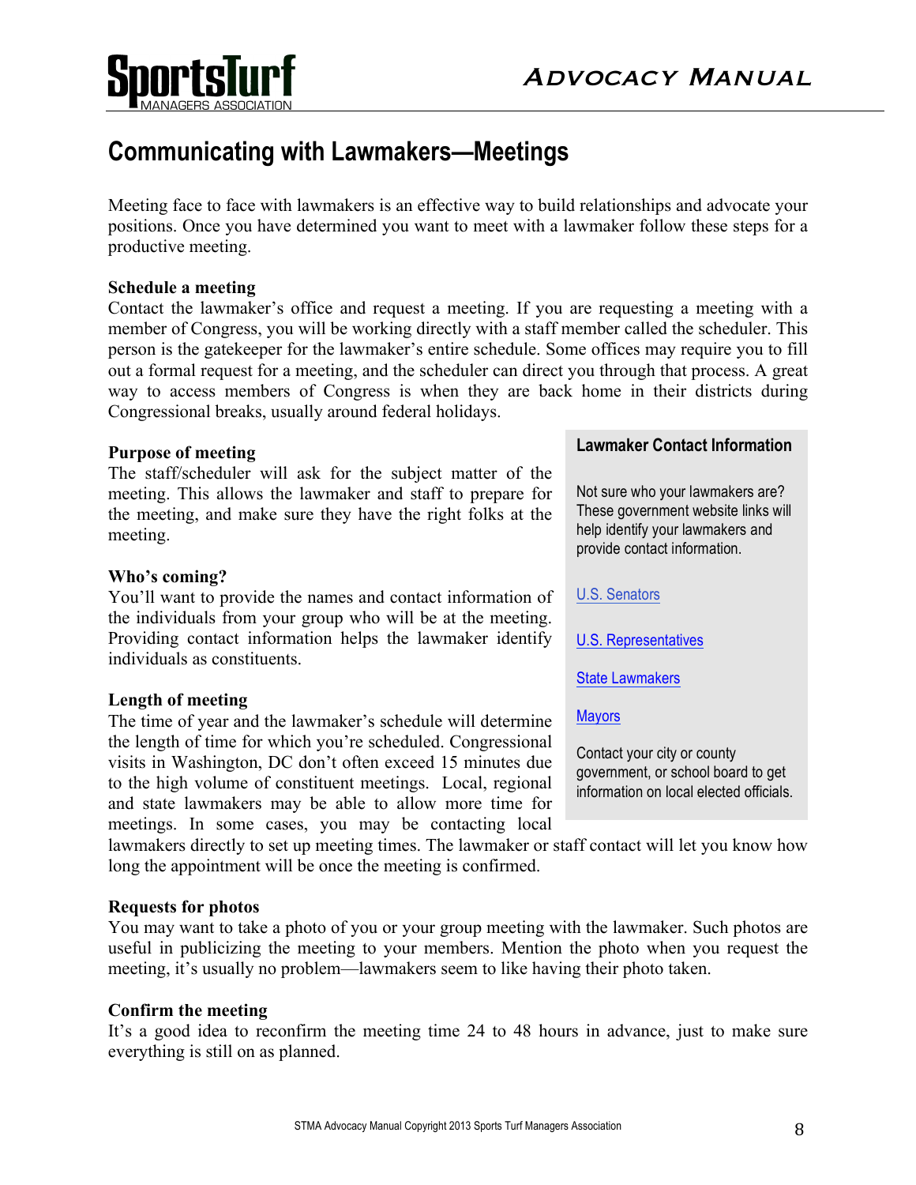## Communicating with Lawmakers—Meetings

Meeting face to face with lawmakers is an effective way to build relationships and advocate your positions. Once you have determined you want to meet with a lawmaker follow these steps for a productive meeting.

**Schedule a meeting**
Contact the lawmaker's office and request a meeting. If you are requesting a meeting with a member of Congress, you will be working directly with a staff member called the scheduler. This person is the gatekeeper for the lawmaker's entire schedule. Some offices may require you to fill out a formal request for a meeting, and the scheduler can direct you through that process. A great way to access members of Congress is when they are back home in their districts during Congressional breaks, usually around federal holidays.

**Purpose of meeting**
The staff/scheduler will ask for the subject matter of the meeting. This allows the lawmaker and staff to prepare for the meeting, and make sure they have the right folks at the meeting.

**Who's coming?**
You'll want to provide the names and contact information of the individuals from your group who will be at the meeting. Providing contact information helps the lawmaker identify individuals as constituents.

**Length of meeting**
The time of year and the lawmaker's schedule will determine the length of time for which you're scheduled. Congressional visits in Washington, DC don't often exceed 15 minutes due to the high volume of constituent meetings. Local, regional and state lawmakers may be able to allow more time for meetings. In some cases, you may be contacting local lawmakers directly to set up meeting times. The lawmaker or staff contact will let you know how long the appointment will be once the meeting is confirmed.

**Requests for photos**
You may want to take a photo of you or your group meeting with the lawmaker. Such photos are useful in publicizing the meeting to your members. Mention the photo when you request the meeting, it's usually no problem—lawmakers seem to like having their photo taken.

**Confirm the meeting**
It's a good idea to reconfirm the meeting time 24 to 48 hours in advance, just to make sure everything is still on as planned.

**Lawmaker Contact Information**

Not sure who your lawmakers are? These government website links will help identify your lawmakers and provide contact information.

U.S. Senators

U.S. Representatives

State Lawmakers

Mayors

Contact your city or county government, or school board to get information on local elected officials.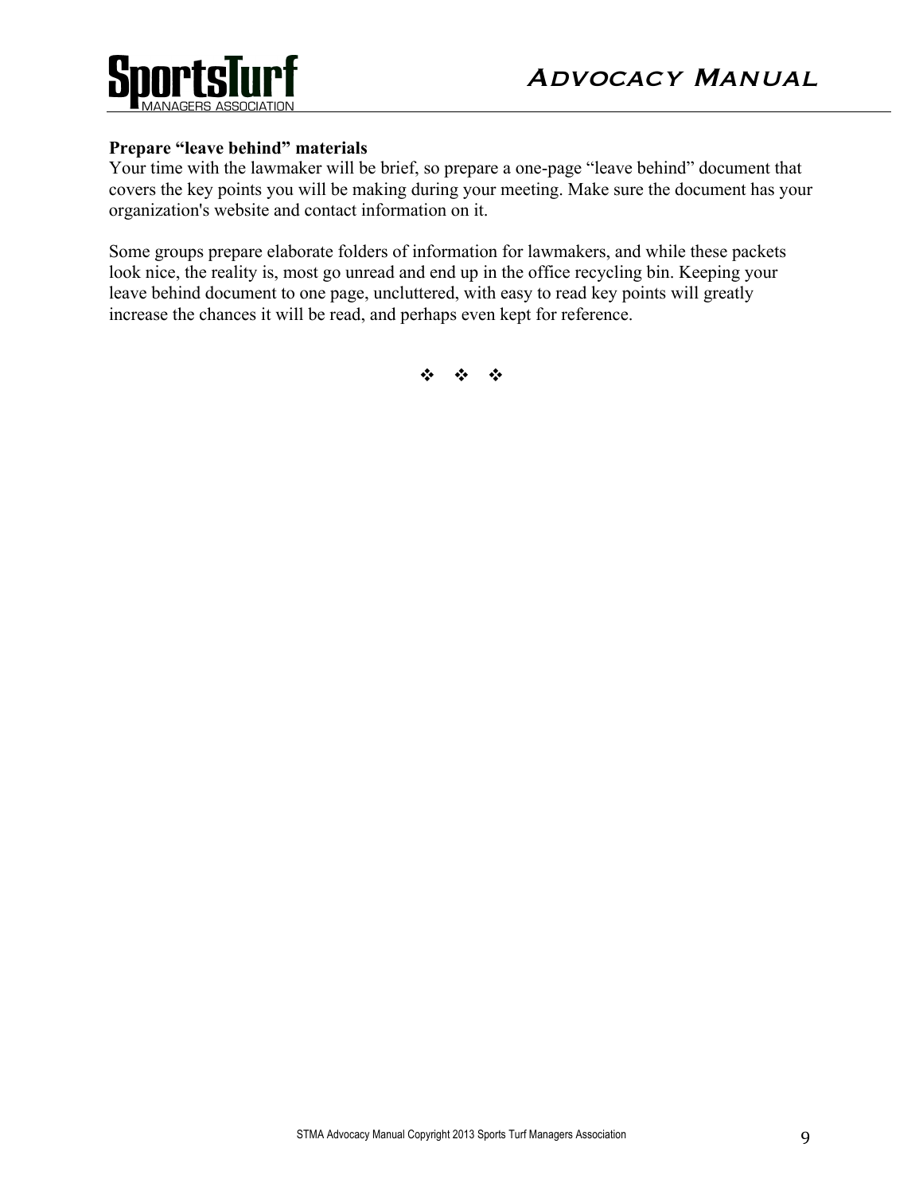**Prepare “leave behind” materials**

Your time with the lawmaker will be brief, so prepare a one-page “leave behind” document that covers the key points you will be making during your meeting. Make sure the document has your organization's website and contact information on it.

Some groups prepare elaborate folders of information for lawmakers, and while these packets look nice, the reality is, most go unread and end up in the office recycling bin. Keeping your leave behind document to one page, uncluttered, with easy to read key points will greatly increase the chances it will be read, and perhaps even kept for reference.

❖ ❖ ❖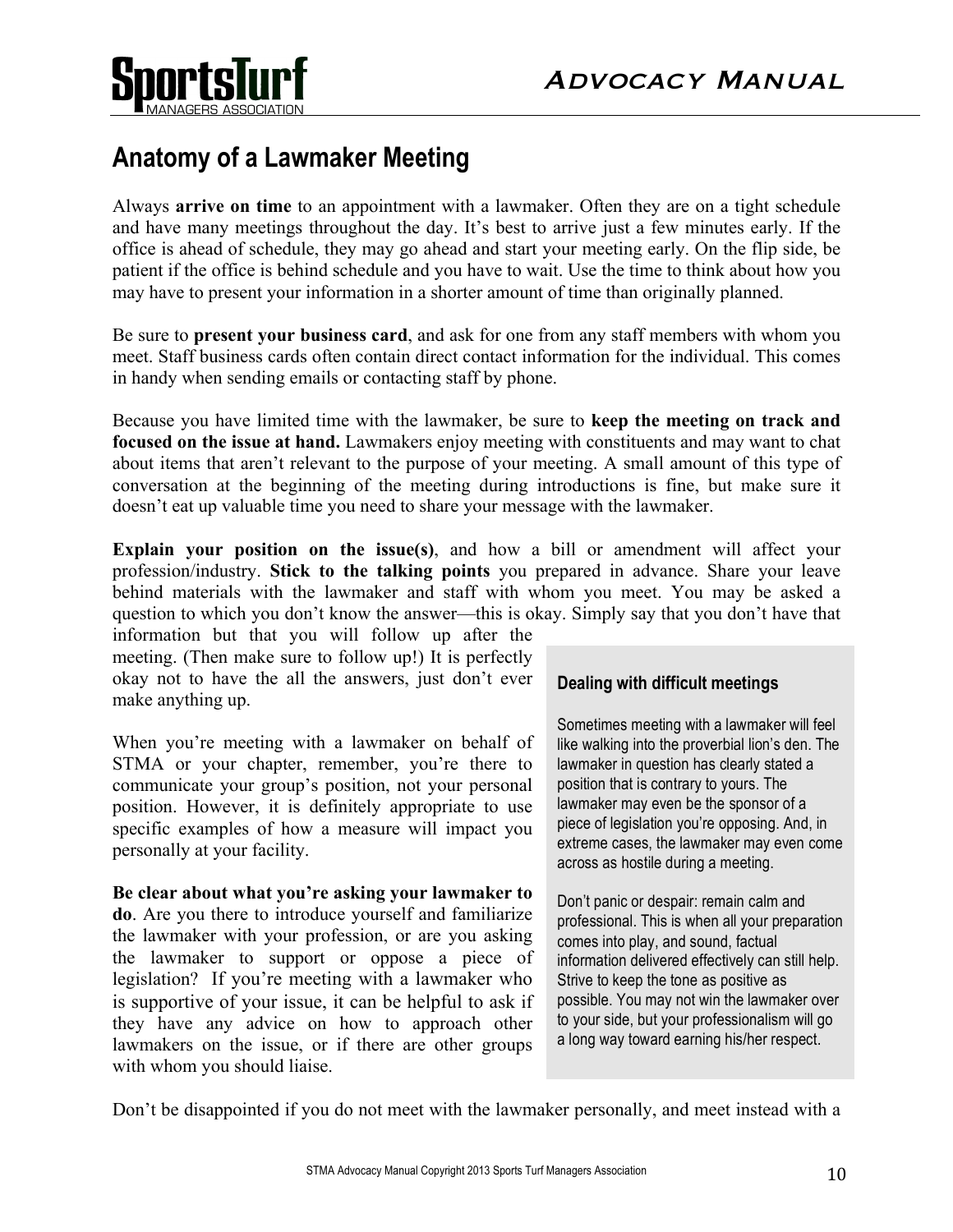## Anatomy of a Lawmaker Meeting

Always **arrive on time** to an appointment with a lawmaker. Often they are on a tight schedule and have many meetings throughout the day. It's best to arrive just a few minutes early. If the office is ahead of schedule, they may go ahead and start your meeting early. On the flip side, be patient if the office is behind schedule and you have to wait. Use the time to think about how you may have to present your information in a shorter amount of time than originally planned.

Be sure to **present your business card**, and ask for one from any staff members with whom you meet. Staff business cards often contain direct contact information for the individual. This comes in handy when sending emails or contacting staff by phone.

Because you have limited time with the lawmaker, be sure to **keep the meeting on track and focused on the issue at hand.** Lawmakers enjoy meeting with constituents and may want to chat about items that aren't relevant to the purpose of your meeting. A small amount of this type of conversation at the beginning of the meeting during introductions is fine, but make sure it doesn't eat up valuable time you need to share your message with the lawmaker.

**Explain your position on the issue(s)**, and how a bill or amendment will affect your profession/industry. **Stick to the talking points** you prepared in advance. Share your leave behind materials with the lawmaker and staff with whom you meet. You may be asked a question to which you don't know the answer—this is okay. Simply say that you don't have that information but that you will follow up after the meeting. (Then make sure to follow up!) It is perfectly okay not to have the all the answers, just don't ever make anything up.

When you're meeting with a lawmaker on behalf of STMA or your chapter, remember, you're there to communicate your group's position, not your personal position. However, it is definitely appropriate to use specific examples of how a measure will impact you personally at your facility.

**Be clear about what you're asking your lawmaker to do**. Are you there to introduce yourself and familiarize the lawmaker with your profession, or are you asking the lawmaker to support or oppose a piece of legislation? If you're meeting with a lawmaker who is supportive of your issue, it can be helpful to ask if they have any advice on how to approach other lawmakers on the issue, or if there are other groups with whom you should liaise.

### Dealing with difficult meetings

Sometimes meeting with a lawmaker will feel like walking into the proverbial lion's den. The lawmaker in question has clearly stated a position that is contrary to yours. The lawmaker may even be the sponsor of a piece of legislation you're opposing. And, in extreme cases, the lawmaker may even come across as hostile during a meeting.

Don't panic or despair: remain calm and professional. This is when all your preparation comes into play, and sound, factual information delivered effectively can still help. Strive to keep the tone as positive as possible. You may not win the lawmaker over to your side, but your professionalism will go a long way toward earning his/her respect.

Don't be disappointed if you do not meet with the lawmaker personally, and meet instead with a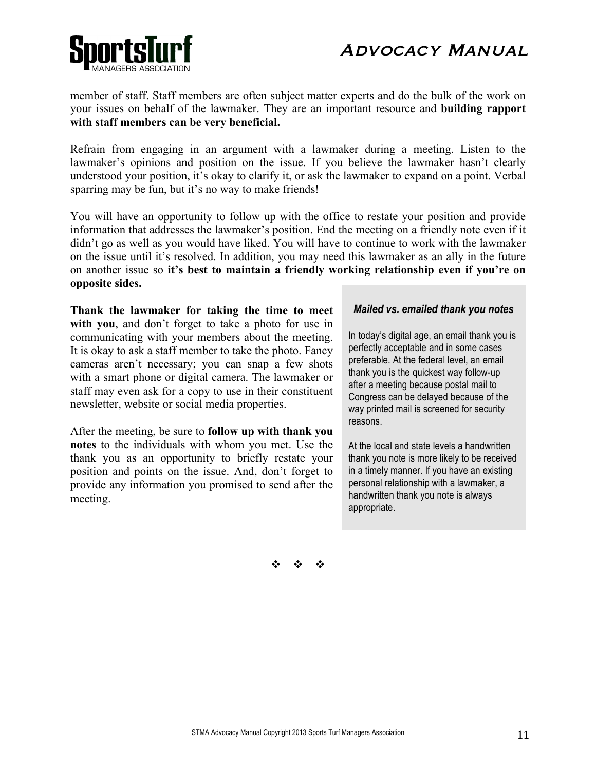member of staff. Staff members are often subject matter experts and do the bulk of the work on your issues on behalf of the lawmaker. They are an important resource and **building rapport with staff members can be very beneficial.**

Refrain from engaging in an argument with a lawmaker during a meeting. Listen to the lawmaker's opinions and position on the issue. If you believe the lawmaker hasn't clearly understood your position, it's okay to clarify it, or ask the lawmaker to expand on a point. Verbal sparring may be fun, but it's no way to make friends!

You will have an opportunity to follow up with the office to restate your position and provide information that addresses the lawmaker's position. End the meeting on a friendly note even if it didn't go as well as you would have liked. You will have to continue to work with the lawmaker on the issue until it's resolved. In addition, you may need this lawmaker as an ally in the future on another issue so **it's best to maintain a friendly working relationship even if you're on opposite sides.**

**Thank the lawmaker for taking the time to meet with you**, and don't forget to take a photo for use in communicating with your members about the meeting. It is okay to ask a staff member to take the photo. Fancy cameras aren't necessary; you can snap a few shots with a smart phone or digital camera. The lawmaker or staff may even ask for a copy to use in their constituent newsletter, website or social media properties.

After the meeting, be sure to **follow up with thank you notes** to the individuals with whom you met. Use the thank you as an opportunity to briefly restate your position and points on the issue. And, don't forget to provide any information you promised to send after the meeting.

> ***Mailed vs. emailed thank you notes***
>
> In today's digital age, an email thank you is perfectly acceptable and in some cases preferable. At the federal level, an email thank you is the quickest way follow-up after a meeting because postal mail to Congress can be delayed because of the way printed mail is screened for security reasons.
>
> At the local and state levels a handwritten thank you note is more likely to be received in a timely manner. If you have an existing personal relationship with a lawmaker, a handwritten thank you note is always appropriate.

❖ ❖ ❖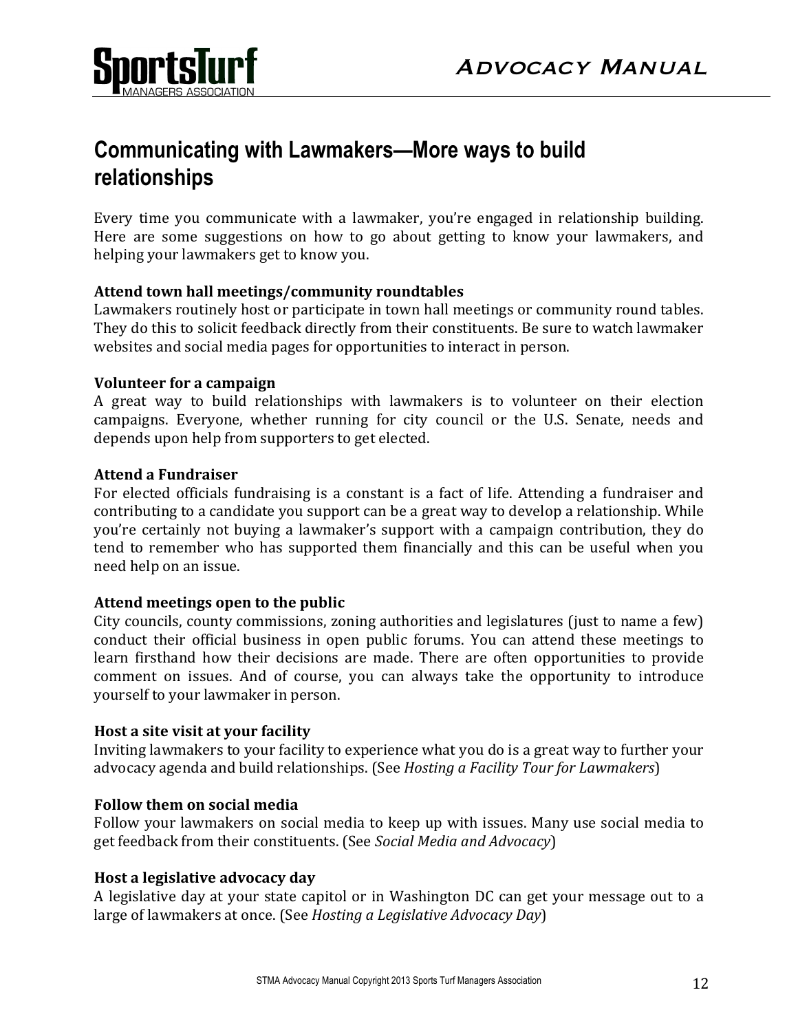## Communicating with Lawmakers—More ways to build relationships

Every time you communicate with a lawmaker, you're engaged in relationship building. Here are some suggestions on how to go about getting to know your lawmakers, and helping your lawmakers get to know you.

**Attend town hall meetings/community roundtables**

Lawmakers routinely host or participate in town hall meetings or community round tables. They do this to solicit feedback directly from their constituents. Be sure to watch lawmaker websites and social media pages for opportunities to interact in person.

**Volunteer for a campaign**

A great way to build relationships with lawmakers is to volunteer on their election campaigns. Everyone, whether running for city council or the U.S. Senate, needs and depends upon help from supporters to get elected.

**Attend a Fundraiser**

For elected officials fundraising is a constant is a fact of life. Attending a fundraiser and contributing to a candidate you support can be a great way to develop a relationship. While you're certainly not buying a lawmaker's support with a campaign contribution, they do tend to remember who has supported them financially and this can be useful when you need help on an issue.

**Attend meetings open to the public**

City councils, county commissions, zoning authorities and legislatures (just to name a few) conduct their official business in open public forums. You can attend these meetings to learn firsthand how their decisions are made. There are often opportunities to provide comment on issues. And of course, you can always take the opportunity to introduce yourself to your lawmaker in person.

**Host a site visit at your facility**

Inviting lawmakers to your facility to experience what you do is a great way to further your advocacy agenda and build relationships. (See *Hosting a Facility Tour for Lawmakers*)

**Follow them on social media**

Follow your lawmakers on social media to keep up with issues. Many use social media to get feedback from their constituents. (See *Social Media and Advocacy*)

**Host a legislative advocacy day**

A legislative day at your state capitol or in Washington DC can get your message out to a large of lawmakers at once. (See *Hosting a Legislative Advocacy Day*)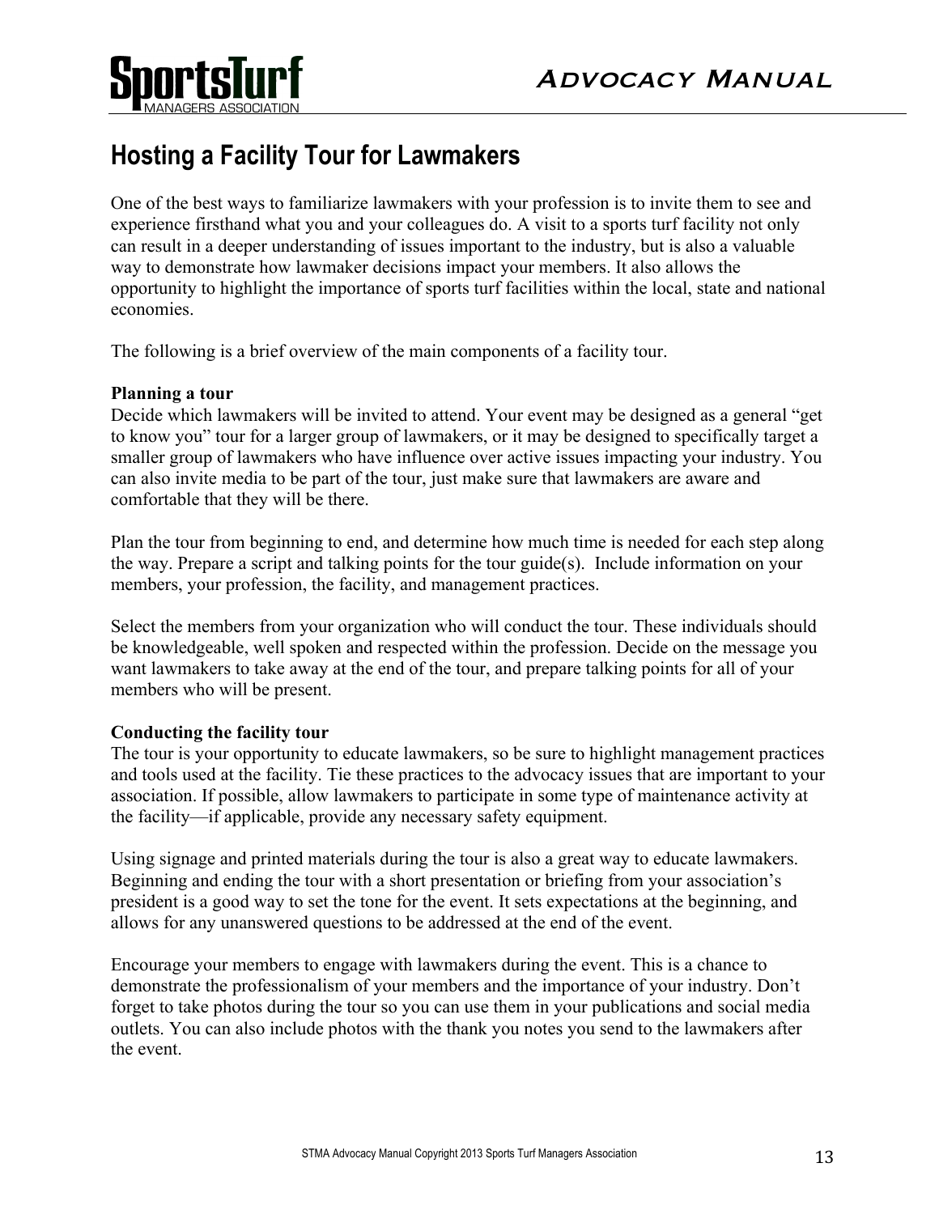## Hosting a Facility Tour for Lawmakers

One of the best ways to familiarize lawmakers with your profession is to invite them to see and experience firsthand what you and your colleagues do. A visit to a sports turf facility not only can result in a deeper understanding of issues important to the industry, but is also a valuable way to demonstrate how lawmaker decisions impact your members. It also allows the opportunity to highlight the importance of sports turf facilities within the local, state and national economies.

The following is a brief overview of the main components of a facility tour.

**Planning a tour**
Decide which lawmakers will be invited to attend. Your event may be designed as a general "get to know you" tour for a larger group of lawmakers, or it may be designed to specifically target a smaller group of lawmakers who have influence over active issues impacting your industry. You can also invite media to be part of the tour, just make sure that lawmakers are aware and comfortable that they will be there.

Plan the tour from beginning to end, and determine how much time is needed for each step along the way. Prepare a script and talking points for the tour guide(s). Include information on your members, your profession, the facility, and management practices.

Select the members from your organization who will conduct the tour. These individuals should be knowledgeable, well spoken and respected within the profession. Decide on the message you want lawmakers to take away at the end of the tour, and prepare talking points for all of your members who will be present.

**Conducting the facility tour**
The tour is your opportunity to educate lawmakers, so be sure to highlight management practices and tools used at the facility. Tie these practices to the advocacy issues that are important to your association. If possible, allow lawmakers to participate in some type of maintenance activity at the facility—if applicable, provide any necessary safety equipment.

Using signage and printed materials during the tour is also a great way to educate lawmakers. Beginning and ending the tour with a short presentation or briefing from your association's president is a good way to set the tone for the event. It sets expectations at the beginning, and allows for any unanswered questions to be addressed at the end of the event.

Encourage your members to engage with lawmakers during the event. This is a chance to demonstrate the professionalism of your members and the importance of your industry. Don't forget to take photos during the tour so you can use them in your publications and social media outlets. You can also include photos with the thank you notes you send to the lawmakers after the event.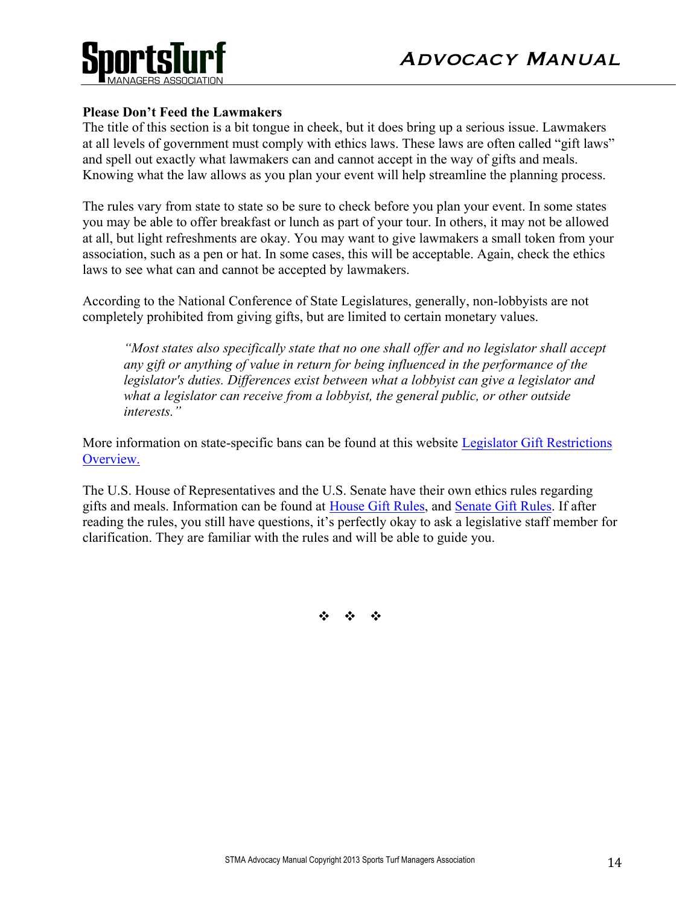**Please Don't Feed the Lawmakers**

The title of this section is a bit tongue in cheek, but it does bring up a serious issue. Lawmakers at all levels of government must comply with ethics laws. These laws are often called "gift laws" and spell out exactly what lawmakers can and cannot accept in the way of gifts and meals. Knowing what the law allows as you plan your event will help streamline the planning process.

The rules vary from state to state so be sure to check before you plan your event. In some states you may be able to offer breakfast or lunch as part of your tour. In others, it may not be allowed at all, but light refreshments are okay. You may want to give lawmakers a small token from your association, such as a pen or hat. In some cases, this will be acceptable. Again, check the ethics laws to see what can and cannot be accepted by lawmakers.

According to the National Conference of State Legislatures, generally, non-lobbyists are not completely prohibited from giving gifts, but are limited to certain monetary values.

> *"Most states also specifically state that no one shall offer and no legislator shall accept any gift or anything of value in return for being influenced in the performance of the legislator's duties. Differences exist between what a lobbyist can give a legislator and what a legislator can receive from a lobbyist, the general public, or other outside interests."*

More information on state-specific bans can be found at this website Legislator Gift Restrictions Overview.

The U.S. House of Representatives and the U.S. Senate have their own ethics rules regarding gifts and meals. Information can be found at House Gift Rules, and Senate Gift Rules. If after reading the rules, you still have questions, it's perfectly okay to ask a legislative staff member for clarification. They are familiar with the rules and will be able to guide you.

❖ ❖ ❖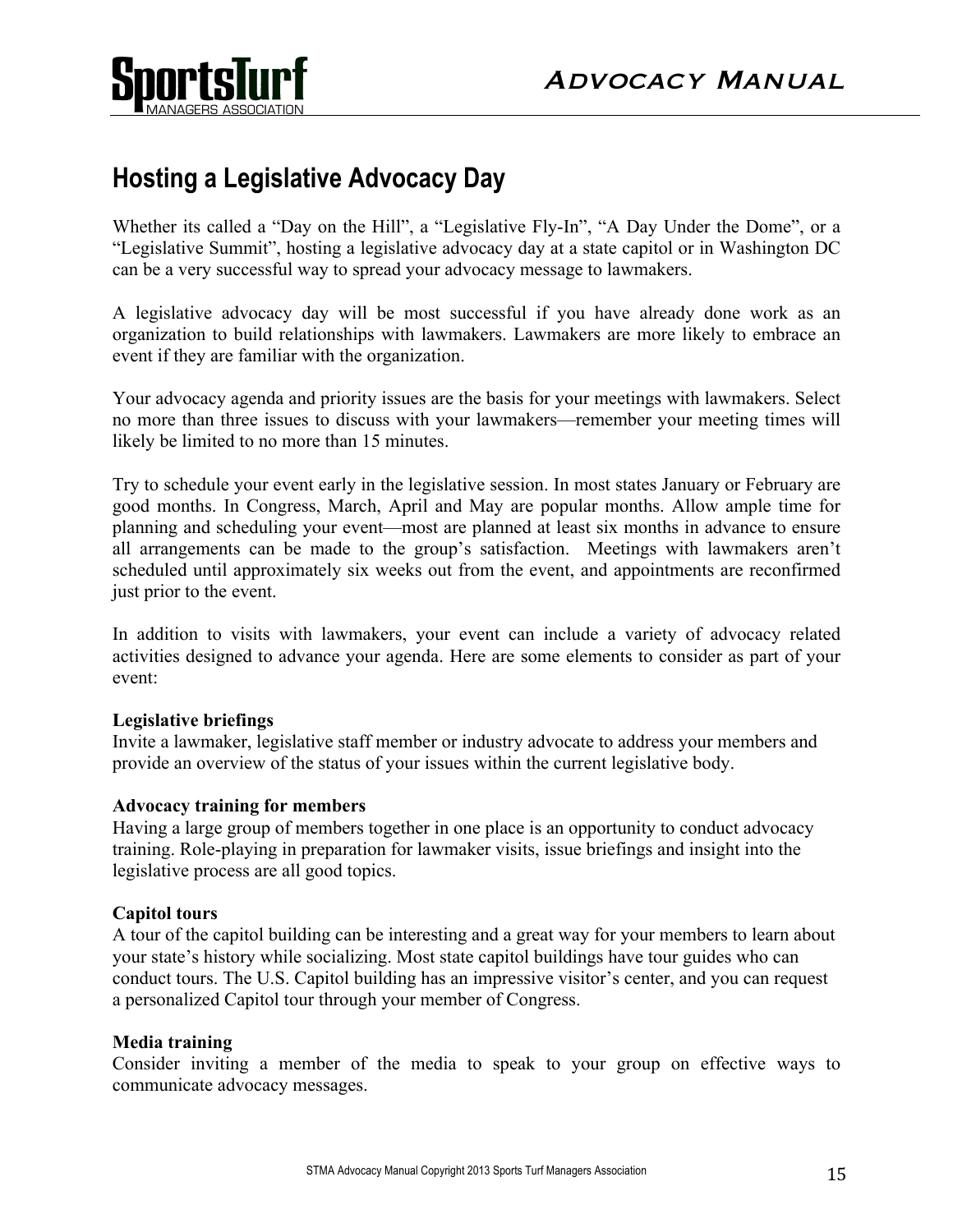## Hosting a Legislative Advocacy Day

Whether its called a “Day on the Hill”, a “Legislative Fly-In”, “A Day Under the Dome”, or a “Legislative Summit”, hosting a legislative advocacy day at a state capitol or in Washington DC can be a very successful way to spread your advocacy message to lawmakers.

A legislative advocacy day will be most successful if you have already done work as an organization to build relationships with lawmakers. Lawmakers are more likely to embrace an event if they are familiar with the organization.

Your advocacy agenda and priority issues are the basis for your meetings with lawmakers. Select no more than three issues to discuss with your lawmakers—remember your meeting times will likely be limited to no more than 15 minutes.

Try to schedule your event early in the legislative session. In most states January or February are good months. In Congress, March, April and May are popular months. Allow ample time for planning and scheduling your event—most are planned at least six months in advance to ensure all arrangements can be made to the group’s satisfaction. Meetings with lawmakers aren’t scheduled until approximately six weeks out from the event, and appointments are reconfirmed just prior to the event.

In addition to visits with lawmakers, your event can include a variety of advocacy related activities designed to advance your agenda. Here are some elements to consider as part of your event:

**Legislative briefings**
Invite a lawmaker, legislative staff member or industry advocate to address your members and provide an overview of the status of your issues within the current legislative body.

**Advocacy training for members**
Having a large group of members together in one place is an opportunity to conduct advocacy training. Role-playing in preparation for lawmaker visits, issue briefings and insight into the legislative process are all good topics.

**Capitol tours**
A tour of the capitol building can be interesting and a great way for your members to learn about your state’s history while socializing. Most state capitol buildings have tour guides who can conduct tours. The U.S. Capitol building has an impressive visitor’s center, and you can request a personalized Capitol tour through your member of Congress.

**Media training**
Consider inviting a member of the media to speak to your group on effective ways to communicate advocacy messages.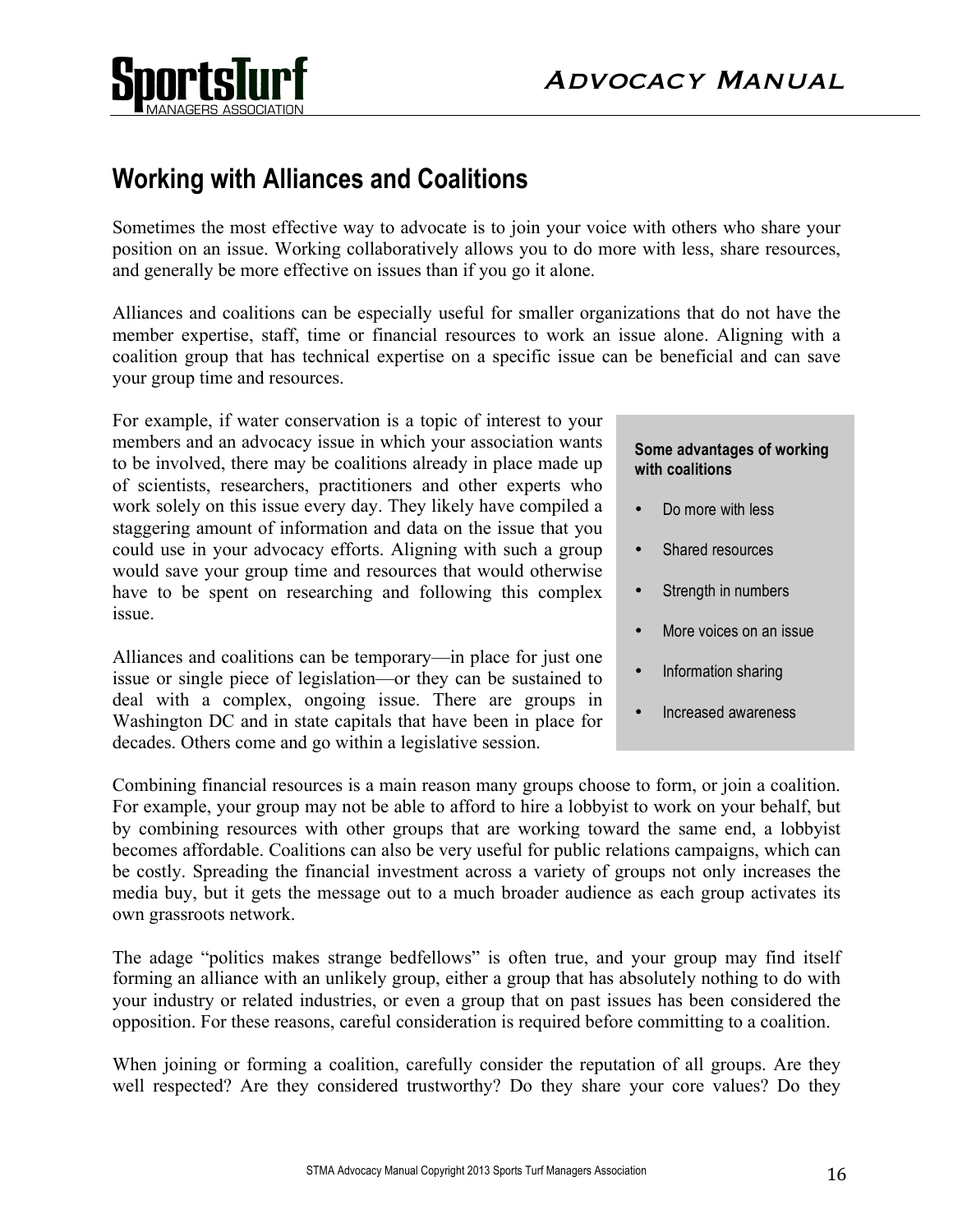## Working with Alliances and Coalitions

Sometimes the most effective way to advocate is to join your voice with others who share your position on an issue. Working collaboratively allows you to do more with less, share resources, and generally be more effective on issues than if you go it alone.

Alliances and coalitions can be especially useful for smaller organizations that do not have the member expertise, staff, time or financial resources to work an issue alone. Aligning with a coalition group that has technical expertise on a specific issue can be beneficial and can save your group time and resources.

For example, if water conservation is a topic of interest to your members and an advocacy issue in which your association wants to be involved, there may be coalitions already in place made up of scientists, researchers, practitioners and other experts who work solely on this issue every day. They likely have compiled a staggering amount of information and data on the issue that you could use in your advocacy efforts. Aligning with such a group would save your group time and resources that would otherwise have to be spent on researching and following this complex issue.

Alliances and coalitions can be temporary—in place for just one issue or single piece of legislation—or they can be sustained to deal with a complex, ongoing issue. There are groups in Washington DC and in state capitals that have been in place for decades. Others come and go within a legislative session.

**Some advantages of working with coalitions**

- Do more with less
- Shared resources
- Strength in numbers
- More voices on an issue
- Information sharing
- Increased awareness

Combining financial resources is a main reason many groups choose to form, or join a coalition. For example, your group may not be able to afford to hire a lobbyist to work on your behalf, but by combining resources with other groups that are working toward the same end, a lobbyist becomes affordable. Coalitions can also be very useful for public relations campaigns, which can be costly. Spreading the financial investment across a variety of groups not only increases the media buy, but it gets the message out to a much broader audience as each group activates its own grassroots network.

The adage "politics makes strange bedfellows" is often true, and your group may find itself forming an alliance with an unlikely group, either a group that has absolutely nothing to do with your industry or related industries, or even a group that on past issues has been considered the opposition. For these reasons, careful consideration is required before committing to a coalition.

When joining or forming a coalition, carefully consider the reputation of all groups. Are they well respected? Are they considered trustworthy? Do they share your core values? Do they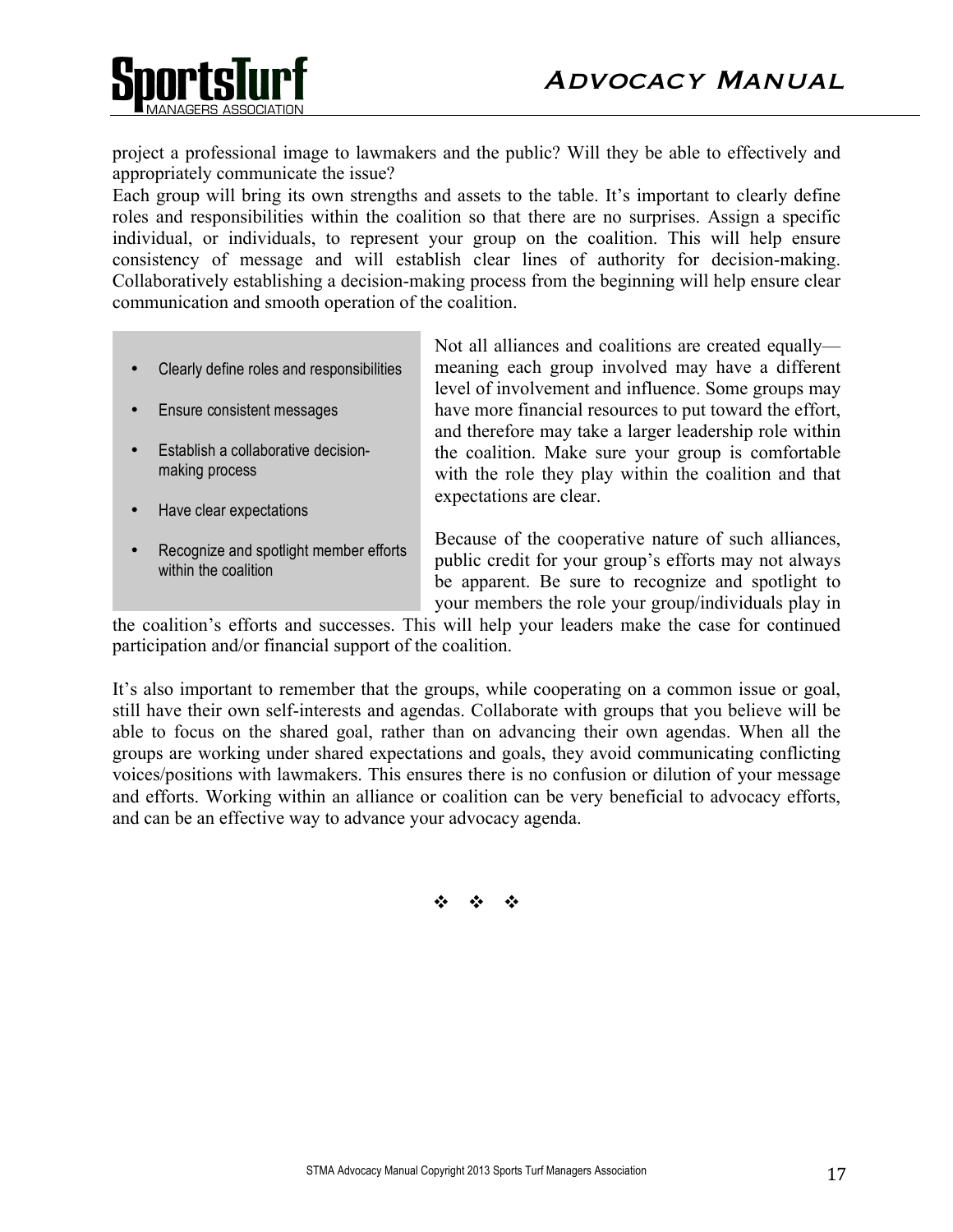project a professional image to lawmakers and the public? Will they be able to effectively and appropriately communicate the issue?

Each group will bring its own strengths and assets to the table. It's important to clearly define roles and responsibilities within the coalition so that there are no surprises. Assign a specific individual, or individuals, to represent your group on the coalition. This will help ensure consistency of message and will establish clear lines of authority for decision-making. Collaboratively establishing a decision-making process from the beginning will help ensure clear communication and smooth operation of the coalition.

- Clearly define roles and responsibilities
- Ensure consistent messages
- Establish a collaborative decision-making process
- Have clear expectations
- Recognize and spotlight member efforts within the coalition

Not all alliances and coalitions are created equally—meaning each group involved may have a different level of involvement and influence. Some groups may have more financial resources to put toward the effort, and therefore may take a larger leadership role within the coalition. Make sure your group is comfortable with the role they play within the coalition and that expectations are clear.

Because of the cooperative nature of such alliances, public credit for your group's efforts may not always be apparent. Be sure to recognize and spotlight to your members the role your group/individuals play in the coalition's efforts and successes. This will help your leaders make the case for continued participation and/or financial support of the coalition.

It's also important to remember that the groups, while cooperating on a common issue or goal, still have their own self-interests and agendas. Collaborate with groups that you believe will be able to focus on the shared goal, rather than on advancing their own agendas. When all the groups are working under shared expectations and goals, they avoid communicating conflicting voices/positions with lawmakers. This ensures there is no confusion or dilution of your message and efforts. Working within an alliance or coalition can be very beneficial to advocacy efforts, and can be an effective way to advance your advocacy agenda.

❖ ❖ ❖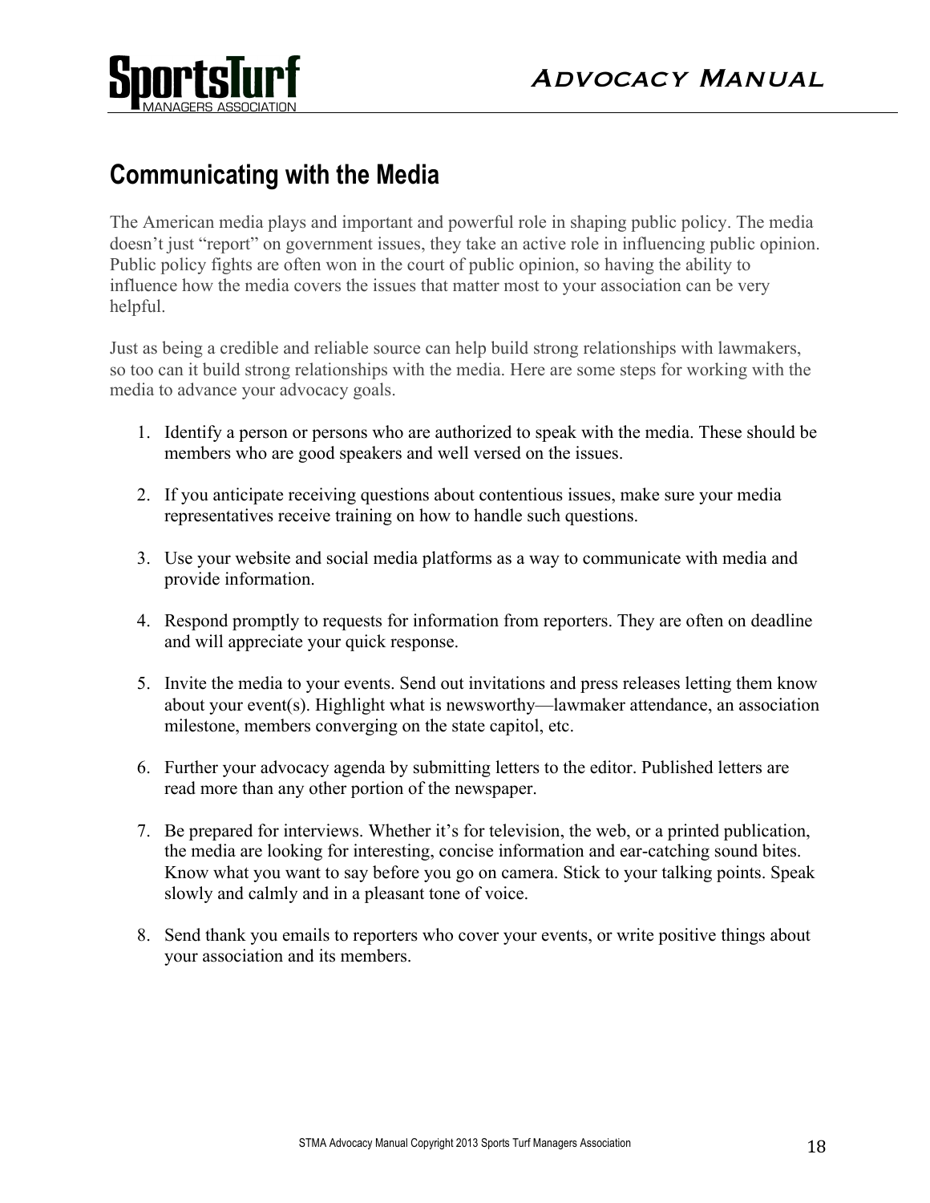## Communicating with the Media

The American media plays and important and powerful role in shaping public policy. The media doesn't just "report" on government issues, they take an active role in influencing public opinion. Public policy fights are often won in the court of public opinion, so having the ability to influence how the media covers the issues that matter most to your association can be very helpful.

Just as being a credible and reliable source can help build strong relationships with lawmakers, so too can it build strong relationships with the media. Here are some steps for working with the media to advance your advocacy goals.

1. Identify a person or persons who are authorized to speak with the media. These should be members who are good speakers and well versed on the issues.

2. If you anticipate receiving questions about contentious issues, make sure your media representatives receive training on how to handle such questions.

3. Use your website and social media platforms as a way to communicate with media and provide information.

4. Respond promptly to requests for information from reporters. They are often on deadline and will appreciate your quick response.

5. Invite the media to your events. Send out invitations and press releases letting them know about your event(s). Highlight what is newsworthy—lawmaker attendance, an association milestone, members converging on the state capitol, etc.

6. Further your advocacy agenda by submitting letters to the editor. Published letters are read more than any other portion of the newspaper.

7. Be prepared for interviews. Whether it's for television, the web, or a printed publication, the media are looking for interesting, concise information and ear-catching sound bites. Know what you want to say before you go on camera. Stick to your talking points. Speak slowly and calmly and in a pleasant tone of voice.

8. Send thank you emails to reporters who cover your events, or write positive things about your association and its members.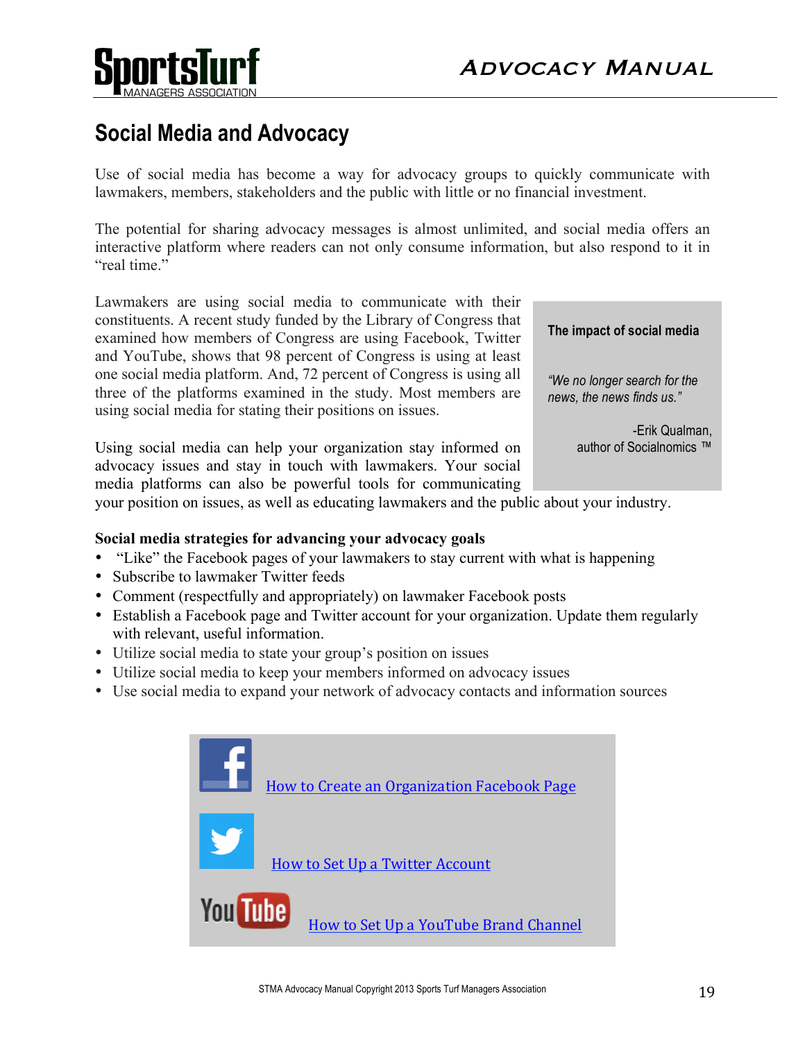## Social Media and Advocacy

Use of social media has become a way for advocacy groups to quickly communicate with lawmakers, members, stakeholders and the public with little or no financial investment.

The potential for sharing advocacy messages is almost unlimited, and social media offers an interactive platform where readers can not only consume information, but also respond to it in "real time."

Lawmakers are using social media to communicate with their constituents. A recent study funded by the Library of Congress that examined how members of Congress are using Facebook, Twitter and YouTube, shows that 98 percent of Congress is using at least one social media platform. And, 72 percent of Congress is using all three of the platforms examined in the study. Most members are using social media for stating their positions on issues.

Using social media can help your organization stay informed on advocacy issues and stay in touch with lawmakers. Your social media platforms can also be powerful tools for communicating your position on issues, as well as educating lawmakers and the public about your industry.

> **The impact of social media**
>
> *"We no longer search for the news, the news finds us."*
>
> -Erik Qualman, author of Socialnomics ™

**Social media strategies for advancing your advocacy goals**

- "Like" the Facebook pages of your lawmakers to stay current with what is happening
- Subscribe to lawmaker Twitter feeds
- Comment (respectfully and appropriately) on lawmaker Facebook posts
- Establish a Facebook page and Twitter account for your organization. Update them regularly with relevant, useful information.
- Utilize social media to state your group's position on issues
- Utilize social media to keep your members informed on advocacy issues
- Use social media to expand your network of advocacy contacts and information sources

[How to Create an Organization Facebook Page]

[How to Set Up a Twitter Account]

[How to Set Up a YouTube Brand Channel]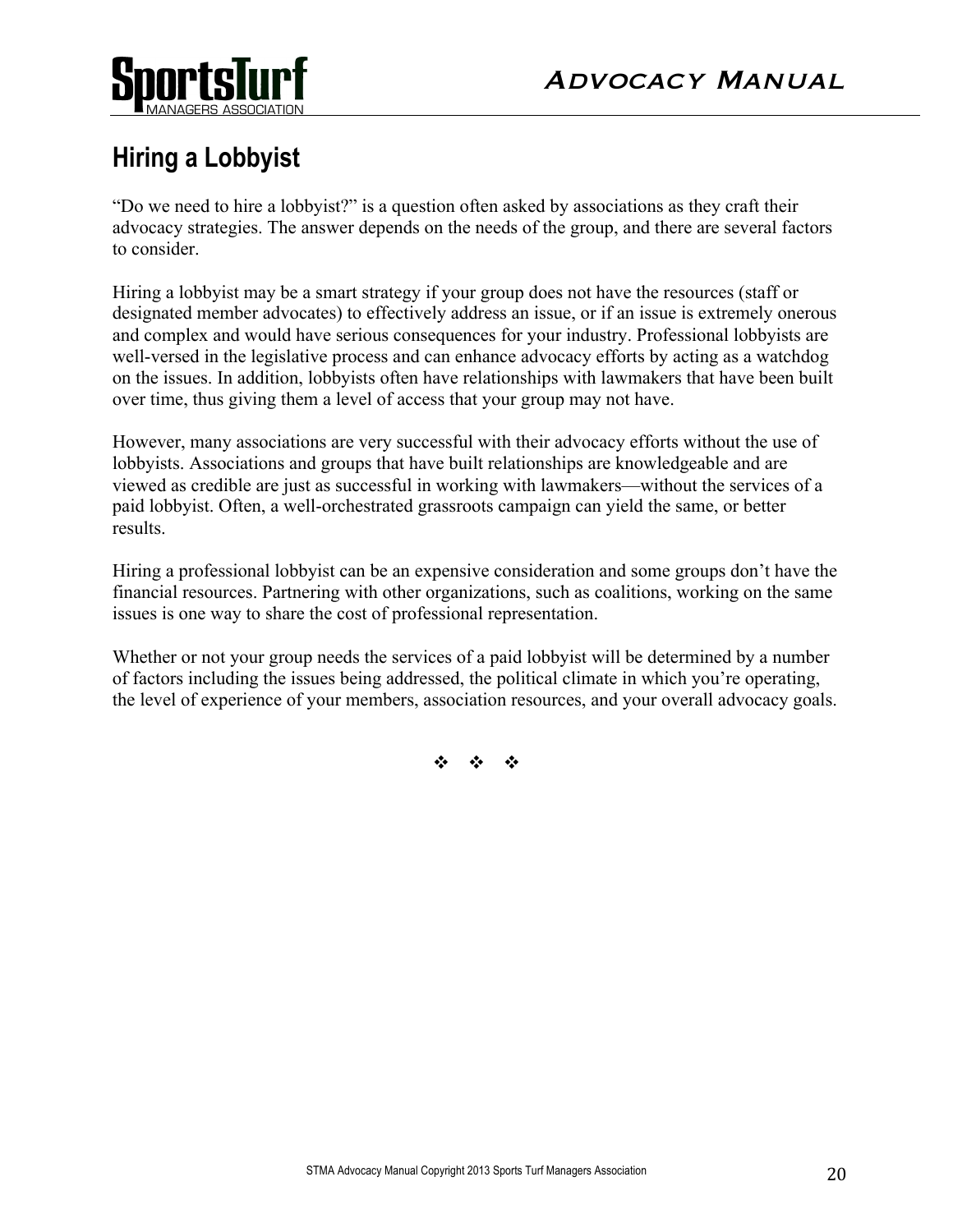## Hiring a Lobbyist

"Do we need to hire a lobbyist?" is a question often asked by associations as they craft their advocacy strategies. The answer depends on the needs of the group, and there are several factors to consider.

Hiring a lobbyist may be a smart strategy if your group does not have the resources (staff or designated member advocates) to effectively address an issue, or if an issue is extremely onerous and complex and would have serious consequences for your industry. Professional lobbyists are well-versed in the legislative process and can enhance advocacy efforts by acting as a watchdog on the issues. In addition, lobbyists often have relationships with lawmakers that have been built over time, thus giving them a level of access that your group may not have.

However, many associations are very successful with their advocacy efforts without the use of lobbyists. Associations and groups that have built relationships are knowledgeable and are viewed as credible are just as successful in working with lawmakers—without the services of a paid lobbyist. Often, a well-orchestrated grassroots campaign can yield the same, or better results.

Hiring a professional lobbyist can be an expensive consideration and some groups don't have the financial resources. Partnering with other organizations, such as coalitions, working on the same issues is one way to share the cost of professional representation.

Whether or not your group needs the services of a paid lobbyist will be determined by a number of factors including the issues being addressed, the political climate in which you're operating, the level of experience of your members, association resources, and your overall advocacy goals.

❖ ❖ ❖